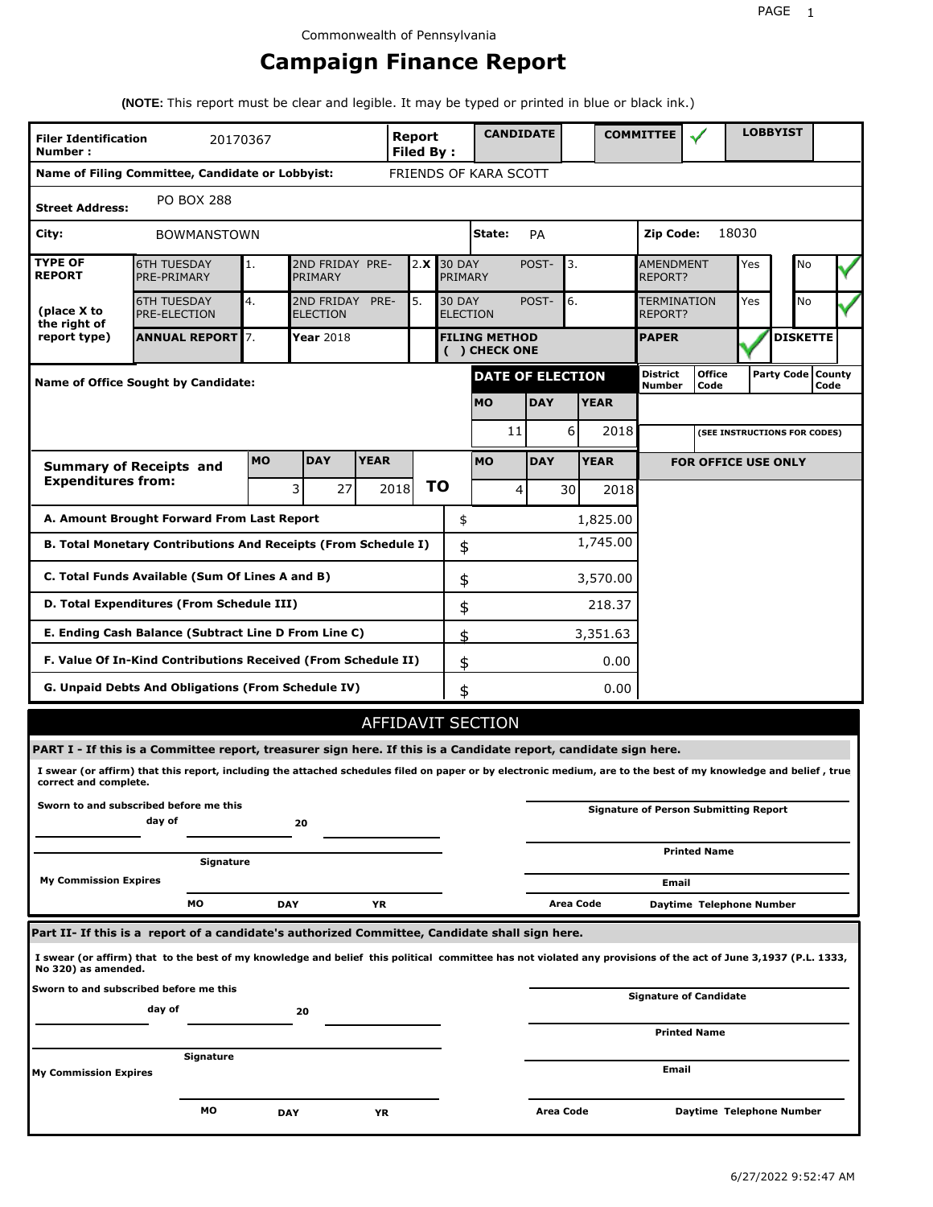Commonwealth of Pennsylvania

# Campaign Finance Report

**(NOTE:** This report must be clear and legible. It may be typed or printed in blue or black ink.)

| **Filer Identification Number :** | 20170367 | **Report Filed By :** | **CANDIDATE** | | **COMMITTEE** | ✓ | **LOBBYIST** | |
|---|---|---|---|---|---|---|---|---|

**Name of Filing Committee, Candidate or Lobbyist:** FRIENDS OF KARA SCOTT

**Street Address:** PO BOX 288

**City:** BOWMANSTOWN **State:** PA **Zip Code:** 18030

| **TYPE OF REPORT** (place X to the right of report type) | | | | | | | | |
|---|---|---|---|---|---|---|---|---|
| 6TH TUESDAY PRE-PRIMARY | 1. | 2ND FRIDAY PRE-PRIMARY | 2. X | 30 DAY POST-PRIMARY | 3. | AMENDMENT REPORT? | Yes | No ✓ |
| 6TH TUESDAY PRE-ELECTION | 4. | 2ND FRIDAY PRE-ELECTION | 5. | 30 DAY POST-ELECTION | 6. | TERMINATION REPORT? | Yes | No ✓ |
| **ANNUAL REPORT** | 7. | **Year** 2018 | | **FILING METHOD ( ) CHECK ONE** | | **PAPER** ✓ | **DISKETTE** | |

**Name of Office Sought by Candidate:**

| **DATE OF ELECTION** | | | District Number | Office Code | Party Code | County Code |
|---|---|---|---|---|---|---|
| **MO** | **DAY** | **YEAR** | | | | |
| 11 | 6 | 2018 | | (SEE INSTRUCTIONS FOR CODES) | | |

| **Summary of Receipts and Expenditures from:** | **MO** | **DAY** | **YEAR** | | **MO** | **DAY** | **YEAR** |
|---|---|---|---|---|---|---|---|
| | 3 | 27 | 2018 | **TO** | 4 | 30 | 2018 |

**FOR OFFICE USE ONLY**

| | | |
|---|---|---|
| **A. Amount Brought Forward From Last Report** | $ | 1,825.00 |
| **B. Total Monetary Contributions And Receipts (From Schedule I)** | $ | 1,745.00 |
| **C. Total Funds Available (Sum Of Lines A and B)** | $ | 3,570.00 |
| **D. Total Expenditures (From Schedule III)** | $ | 218.37 |
| **E. Ending Cash Balance (Subtract Line D From Line C)** | $ | 3,351.63 |
| **F. Value Of In-Kind Contributions Received (From Schedule II)** | $ | 0.00 |
| **G. Unpaid Debts And Obligations (From Schedule IV)** | $ | 0.00 |

## AFFIDAVIT SECTION

**PART I - If this is a Committee report, treasurer sign here. If this is a Candidate report, candidate sign here.**

**I swear (or affirm) that this report, including the attached schedules filed on paper or by electronic medium, are to the best of my knowledge and belief , true correct and complete.**

**Sworn to and subscribed before me this** ______ **day of** ______ **20** ______

______ **Signature**

**My Commission Expires** ______ **MO** ______ **DAY** ______ **YR**

______ **Signature of Person Submitting Report**

______ **Printed Name**

______ **Email**

**Area Code** ______ **Daytime Telephone Number**

**Part II- If this is a report of a candidate's authorized Committee, Candidate shall sign here.**

**I swear (or affirm) that to the best of my knowledge and belief this political committee has not violated any provisions of the act of June 3,1937 (P.L. 1333, No 320) as amended.**

**Sworn to and subscribed before me this** ______ **day of** ______ **20** ______

______ **Signature**

**My Commission Expires** ______ **MO** ______ **DAY** ______ **YR**

______ **Signature of Candidate**

______ **Printed Name**

______ **Email**

**Area Code** ______ **Daytime Telephone Number**

6/27/2022 9:52:47 AM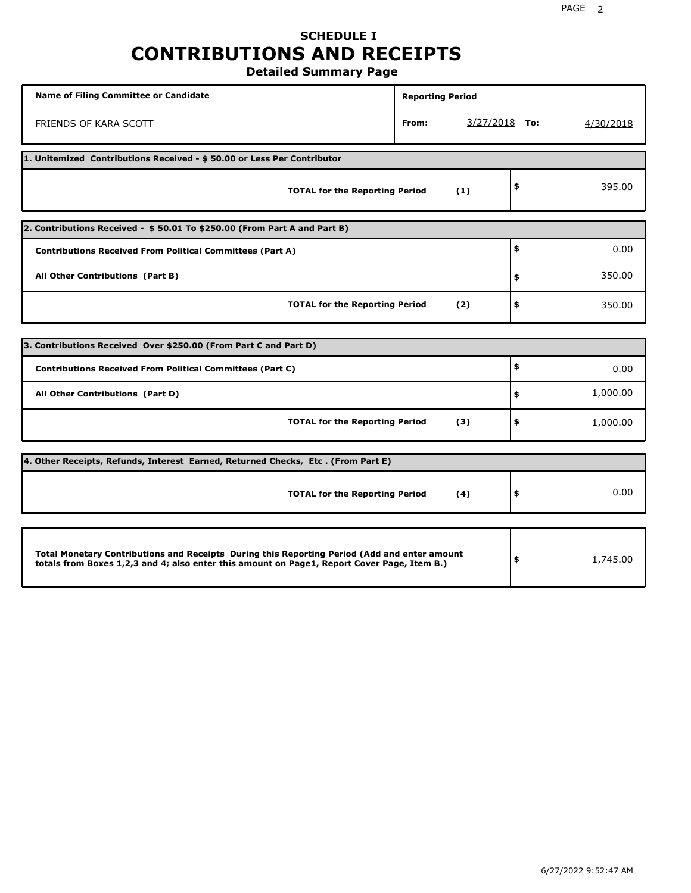# SCHEDULE I
# CONTRIBUTIONS AND RECEIPTS
### Detailed Summary Page

| Name of Filing Committee or Candidate | Reporting Period | | | |
|---|---|---|---|---|
| FRIENDS OF KARA SCOTT | From: | 3/27/2018 | To: | 4/30/2018 |

| 1. Unitemized Contributions Received - $ 50.00 or Less Per Contributor | | |
|---|---|---|
| TOTAL for the Reporting Period | (1) | $ 395.00 |

| 2. Contributions Received - $ 50.01 To $250.00 (From Part A and Part B) | | |
|---|---|---|
| Contributions Received From Political Committees (Part A) | | $ 0.00 |
| All Other Contributions (Part B) | | $ 350.00 |
| TOTAL for the Reporting Period | (2) | $ 350.00 |

| 3. Contributions Received Over $250.00 (From Part C and Part D) | | |
|---|---|---|
| Contributions Received From Political Committees (Part C) | | $ 0.00 |
| All Other Contributions (Part D) | | $ 1,000.00 |
| TOTAL for the Reporting Period | (3) | $ 1,000.00 |

| 4. Other Receipts, Refunds, Interest Earned, Returned Checks, Etc . (From Part E) | | |
|---|---|---|
| TOTAL for the Reporting Period | (4) | $ 0.00 |

| Total Monetary Contributions and Receipts During this Reporting Period (Add and enter amount totals from Boxes 1,2,3 and 4; also enter this amount on Page1, Report Cover Page, Item B.) | $ 1,745.00 |
|---|---|

6/27/2022 9:52:47 AM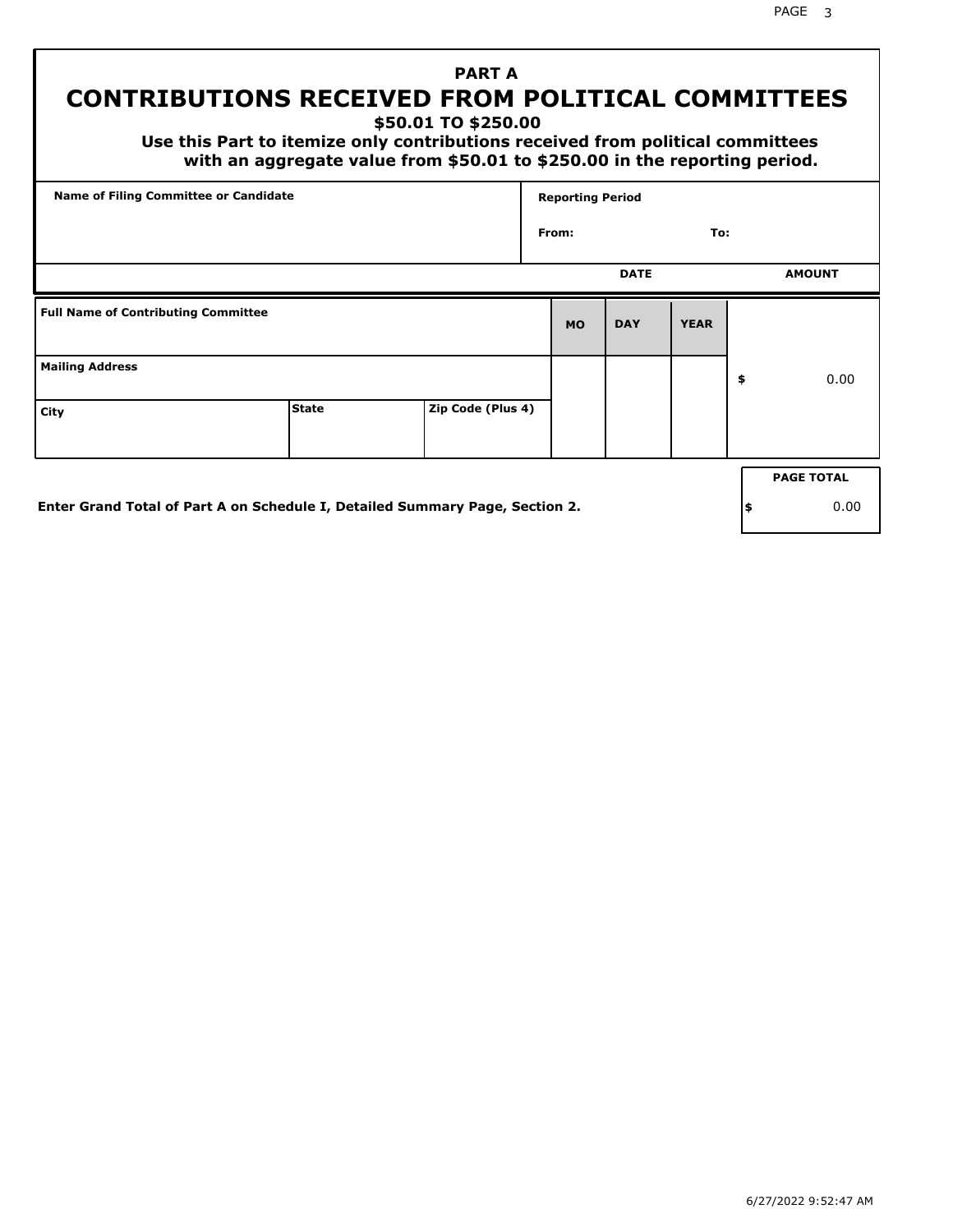## PART A

# CONTRIBUTIONS RECEIVED FROM POLITICAL COMMITTEES

### $50.01 TO $250.00

**Use this Part to itemize only contributions received from political committees with an aggregate value from $50.01 to $250.00 in the reporting period.**

| Name of Filing Committee or Candidate | Reporting Period |
|---|---|
| | From: To: |

| Full Name of Contributing Committee | | | DATE | | | AMOUNT |
|---|---|---|---|---|---|---|
| | | | MO | DAY | YEAR | |
| Mailing Address | | | | | | $ 0.00 |
| City | State | Zip Code (Plus 4) | | | | |

**Enter Grand Total of Part A on Schedule I, Detailed Summary Page, Section 2.**

| PAGE TOTAL |
|---|
| $ 0.00 |

6/27/2022 9:52:47 AM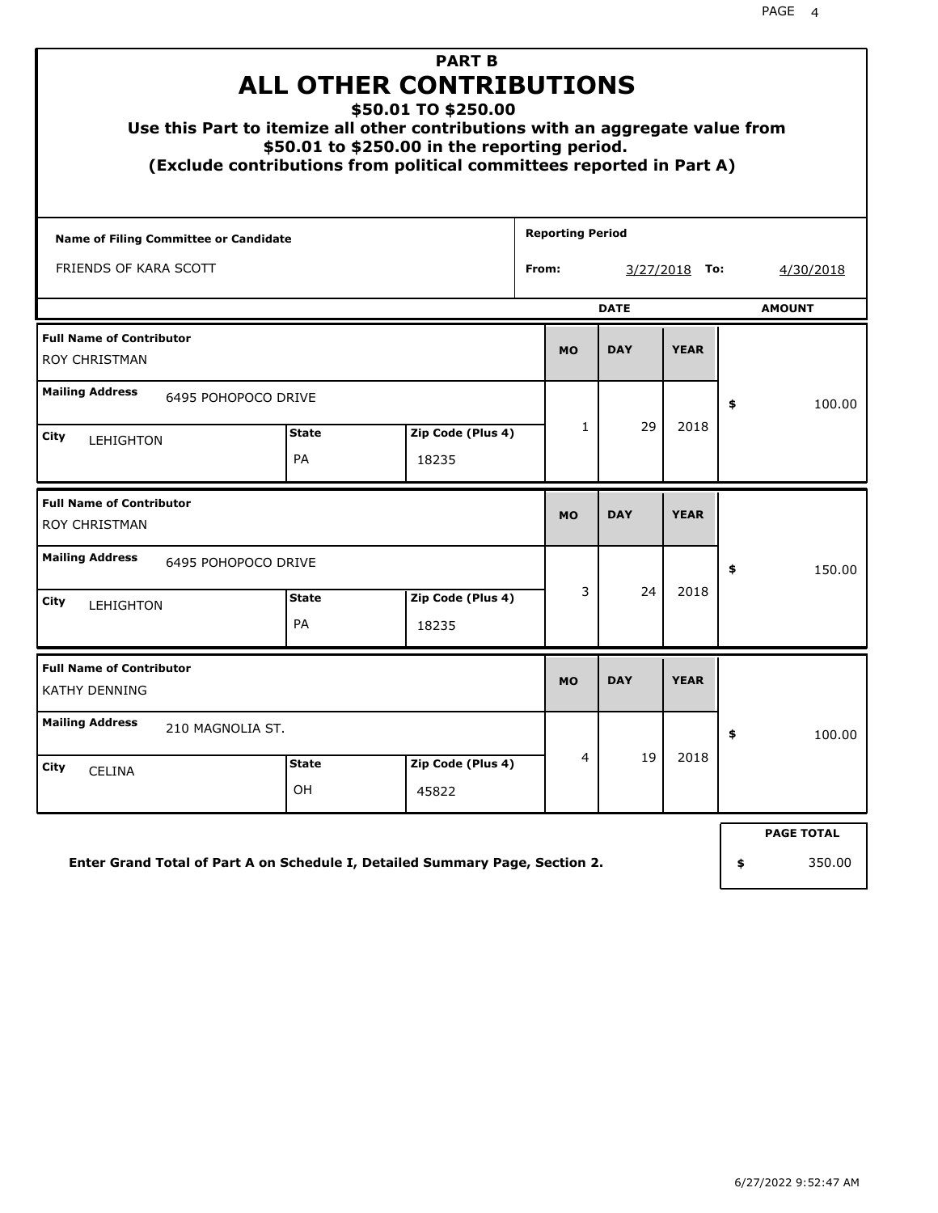# PART B
# ALL OTHER CONTRIBUTIONS
## $50.01 TO $250.00

**Use this Part to itemize all other contributions with an aggregate value from $50.01 to $250.00 in the reporting period.**
**(Exclude contributions from political committees reported in Part A)**

| Name of Filing Committee or Candidate | Reporting Period |
|---|---|
| FRIENDS OF KARA SCOTT | From: 3/27/2018 To: 4/30/2018 |

| Full Name of Contributor | Mailing Address | City | State | Zip Code (Plus 4) | MO | DAY | YEAR | AMOUNT |
|---|---|---|---|---|---|---|---|---|
| ROY CHRISTMAN | 6495 POHOPOCO DRIVE | LEHIGHTON | PA | 18235 | 1 | 29 | 2018 | $ 100.00 |
| ROY CHRISTMAN | 6495 POHOPOCO DRIVE | LEHIGHTON | PA | 18235 | 3 | 24 | 2018 | $ 150.00 |
| KATHY DENNING | 210 MAGNOLIA ST. | CELINA | OH | 45822 | 4 | 19 | 2018 | $ 100.00 |

**Enter Grand Total of Part A on Schedule I, Detailed Summary Page, Section 2.**

**PAGE TOTAL** $ 350.00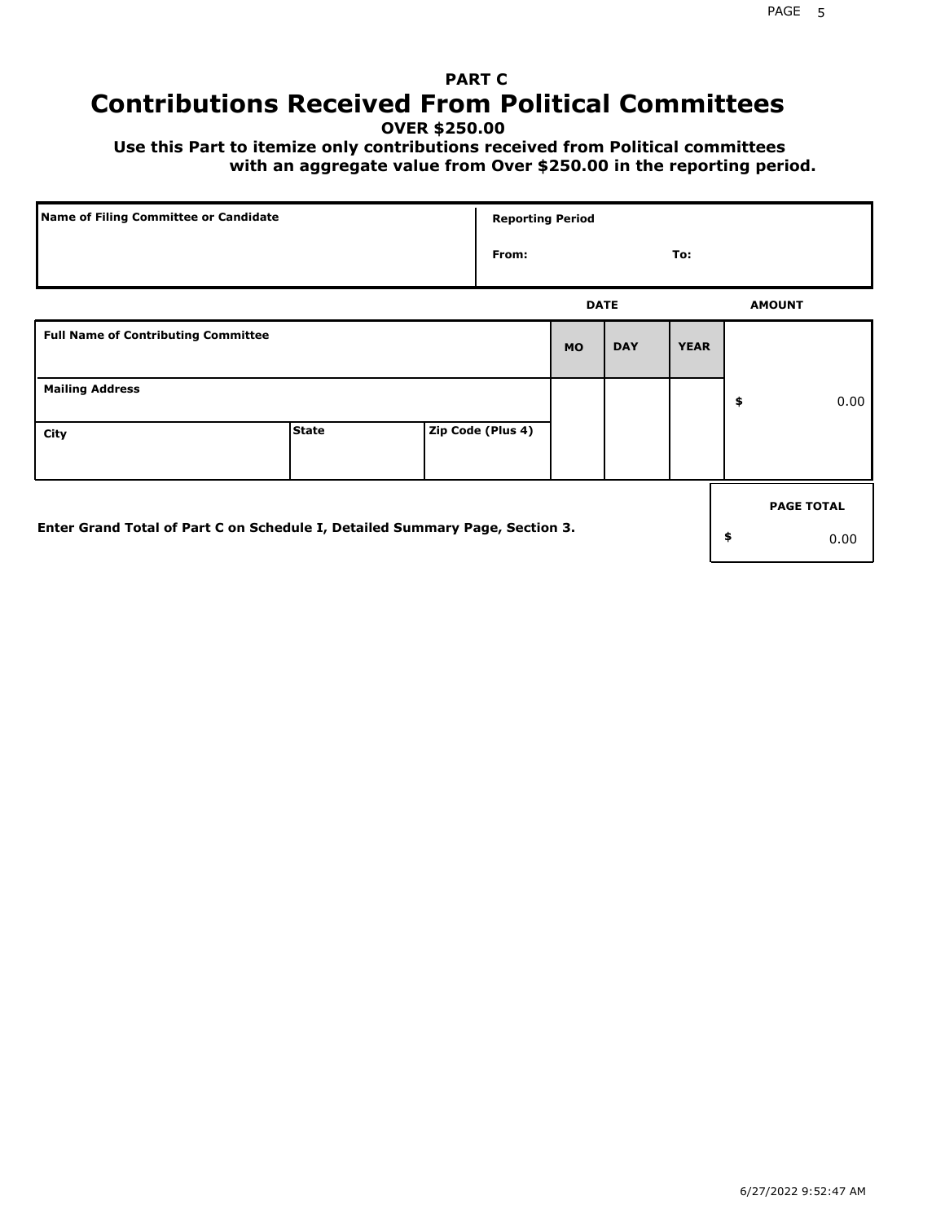# PART C
# Contributions Received From Political Committees

**OVER $250.00**

**Use this Part to itemize only contributions received from Political committees with an aggregate value from Over $250.00 in the reporting period.**

| Name of Filing Committee or Candidate | Reporting Period |
|---|---|
| | From: To: |

| Full Name of Contributing Committee | | | DATE MO | DAY | YEAR | AMOUNT |
|---|---|---|---|---|---|---|
| Mailing Address | | | | | | $ 0.00 |
| City | State | Zip Code (Plus 4) | | | | |

**Enter Grand Total of Part C on Schedule I, Detailed Summary Page, Section 3.**

| PAGE TOTAL |
|---|
| $ 0.00 |

6/27/2022 9:52:47 AM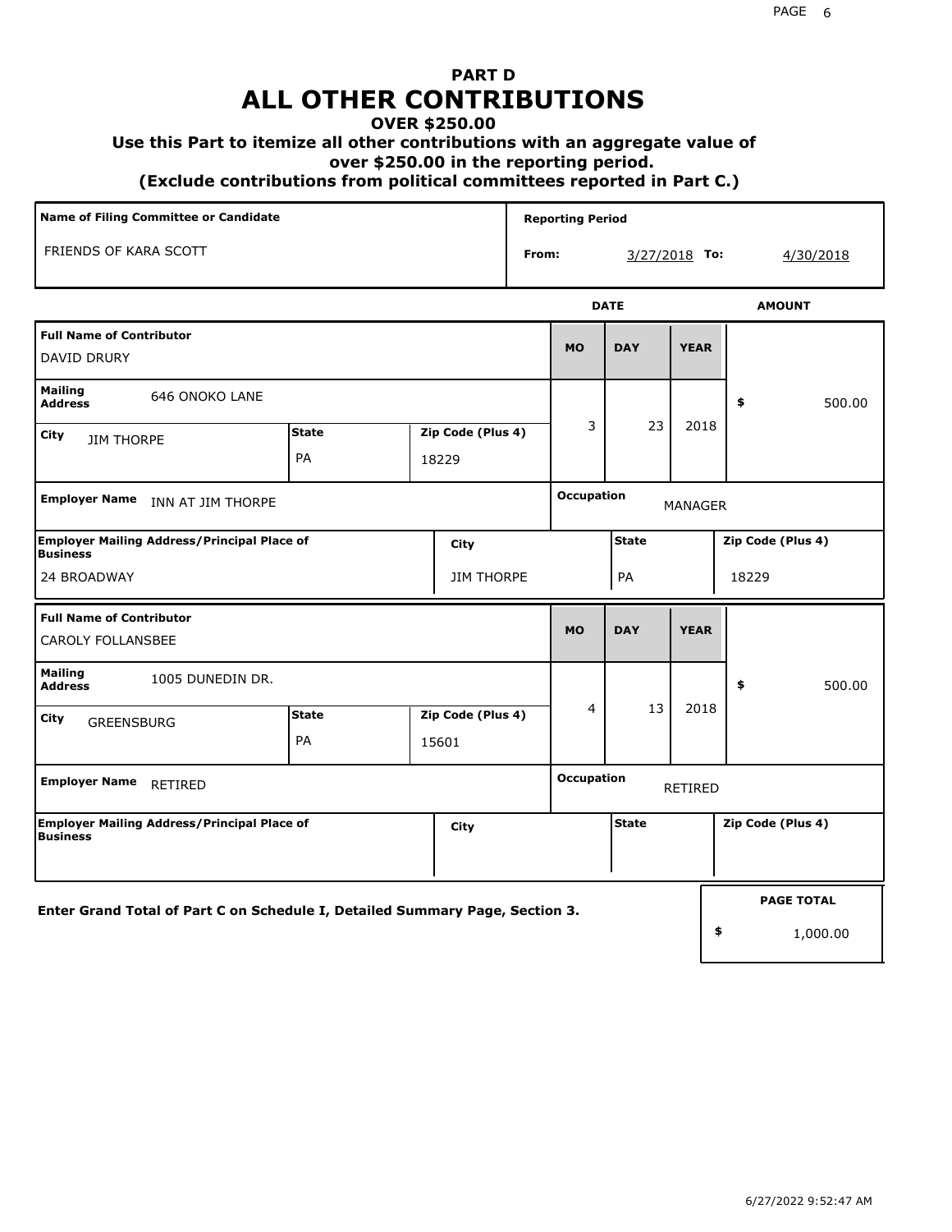# PART D
# ALL OTHER CONTRIBUTIONS
### OVER $250.00
### Use this Part to itemize all other contributions with an aggregate value of over $250.00 in the reporting period.
### (Exclude contributions from political committees reported in Part C.)

| Name of Filing Committee or Candidate | Reporting Period |
|---|---|
| FRIENDS OF KARA SCOTT | From: 3/27/2018 To: 4/30/2018 |

| Full Name of Contributor | Mailing Address | City | State | Zip Code (Plus 4) | MO | DAY | YEAR | AMOUNT | Employer Name | Occupation | Employer Mailing Address/Principal Place of Business | City | State | Zip Code (Plus 4) |
|---|---|---|---|---|---|---|---|---|---|---|---|---|---|---|
| DAVID DRURY | 646 ONOKO LANE | JIM THORPE | PA | 18229 | 3 | 23 | 2018 | $ 500.00 | INN AT JIM THORPE | MANAGER | 24 BROADWAY | JIM THORPE | PA | 18229 |
| CAROLY FOLLANSBEE | 1005 DUNEDIN DR. | GREENSBURG | PA | 15601 | 4 | 13 | 2018 | $ 500.00 | RETIRED | RETIRED | | | | |

**Enter Grand Total of Part C on Schedule I, Detailed Summary Page, Section 3.**

**PAGE TOTAL**
$ 1,000.00

6/27/2022 9:52:47 AM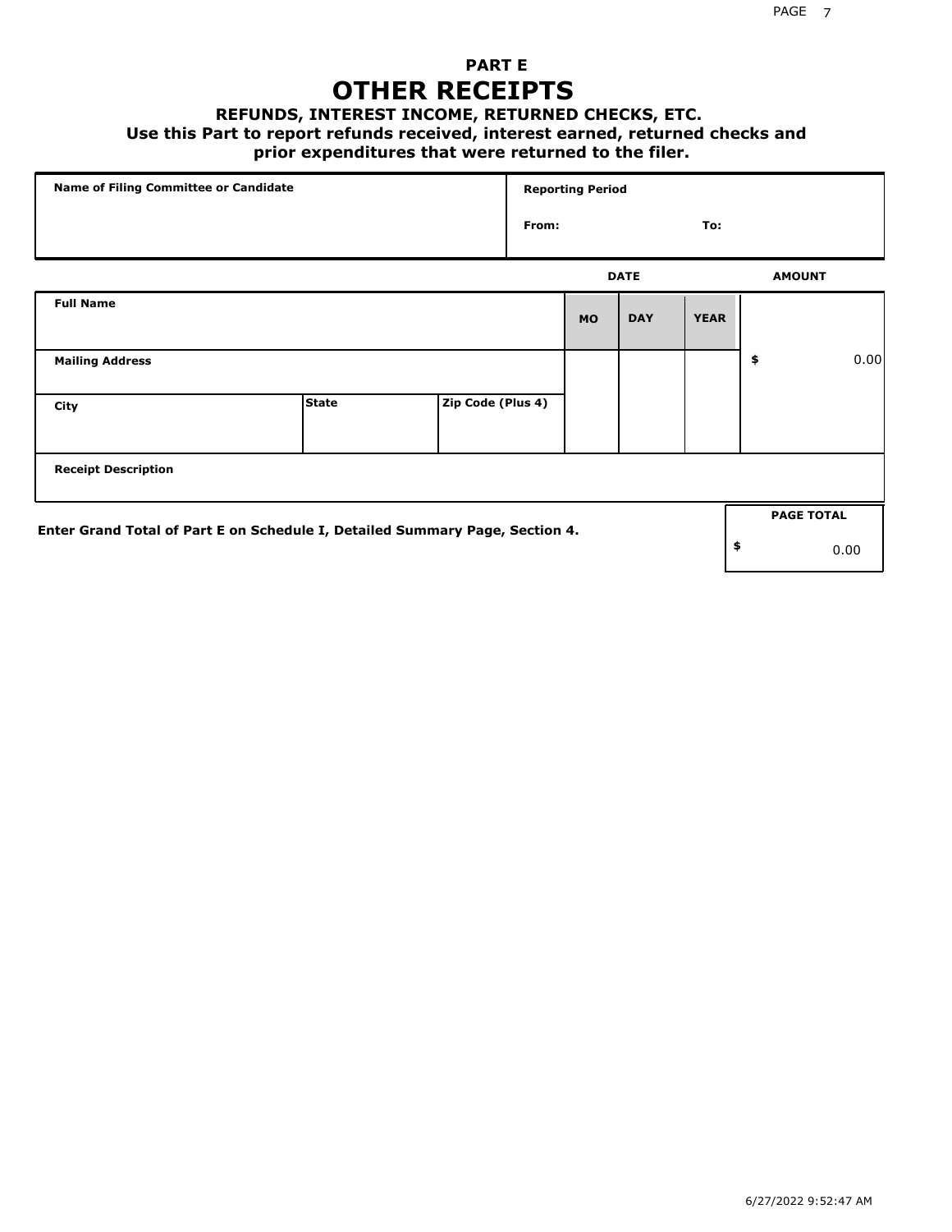## PART E

# OTHER RECEIPTS

### REFUNDS, INTEREST INCOME, RETURNED CHECKS, ETC.

**Use this Part to report refunds received, interest earned, returned checks and prior expenditures that were returned to the filer.**

| Name of Filing Committee or Candidate | Reporting Period |
|---|---|
| | From: To: |

| Full Name | | | DATE MO | DAY | YEAR | AMOUNT |
|---|---|---|---|---|---|---|
| Mailing Address | | | | | | $ 0.00 |
| City | State | Zip Code (Plus 4) | | | | |
| Receipt Description | | | | | | |

**Enter Grand Total of Part E on Schedule I, Detailed Summary Page, Section 4.**

| PAGE TOTAL |
|---|
| $ 0.00 |

6/27/2022 9:52:47 AM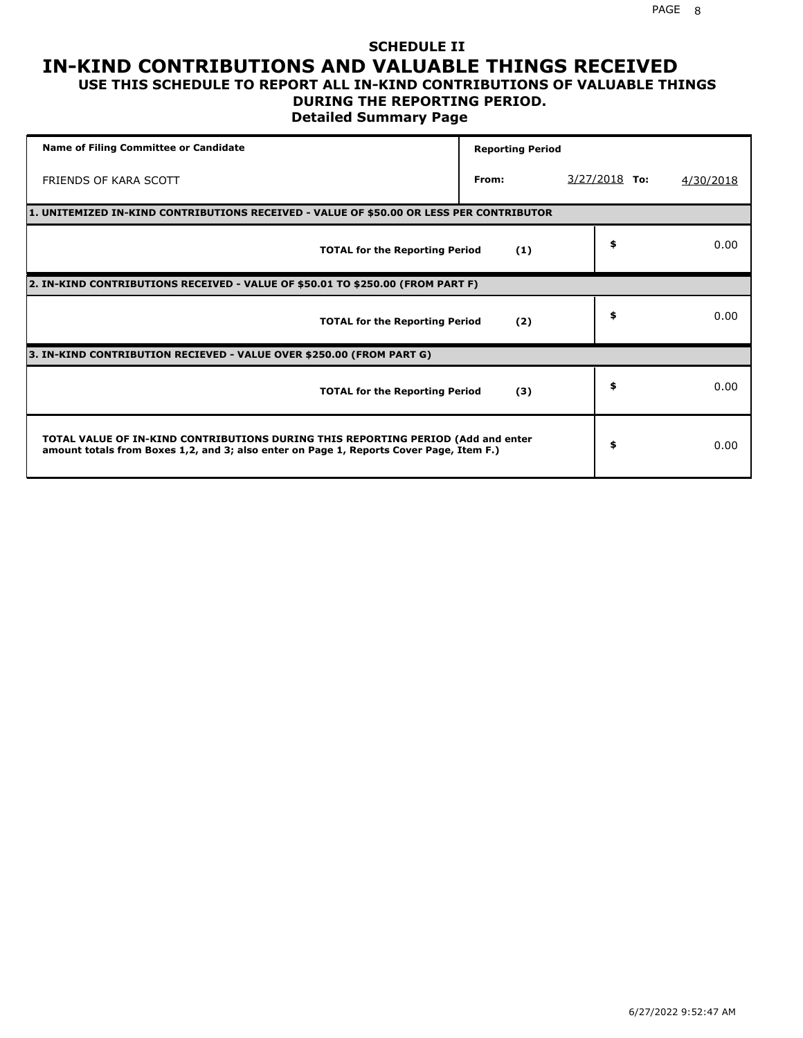# SCHEDULE II

## IN-KIND CONTRIBUTIONS AND VALUABLE THINGS RECEIVED

### USE THIS SCHEDULE TO REPORT ALL IN-KIND CONTRIBUTIONS OF VALUABLE THINGS DURING THE REPORTING PERIOD.

### Detailed Summary Page

| **Name of Filing Committee or Candidate** | **Reporting Period** | | |
|---|---|---|---|
| FRIENDS OF KARA SCOTT | **From:** | 3/27/2018 **To:** | 4/30/2018 |

| **1. UNITEMIZED IN-KIND CONTRIBUTIONS RECEIVED - VALUE OF $50.00 OR LESS PER CONTRIBUTOR** | | |
|---|---|---|
| **TOTAL for the Reporting Period** | **(1)** | **$** 0.00 |

| **2. IN-KIND CONTRIBUTIONS RECEIVED - VALUE OF $50.01 TO $250.00 (FROM PART F)** | | |
|---|---|---|
| **TOTAL for the Reporting Period** | **(2)** | **$** 0.00 |

| **3. IN-KIND CONTRIBUTION RECIEVED - VALUE OVER $250.00 (FROM PART G)** | | |
|---|---|---|
| **TOTAL for the Reporting Period** | **(3)** | **$** 0.00 |

| | |
|---|---|
| **TOTAL VALUE OF IN-KIND CONTRIBUTIONS DURING THIS REPORTING PERIOD (Add and enter amount totals from Boxes 1,2, and 3; also enter on Page 1, Reports Cover Page, Item F.)** | **$** 0.00 |

6/27/2022 9:52:47 AM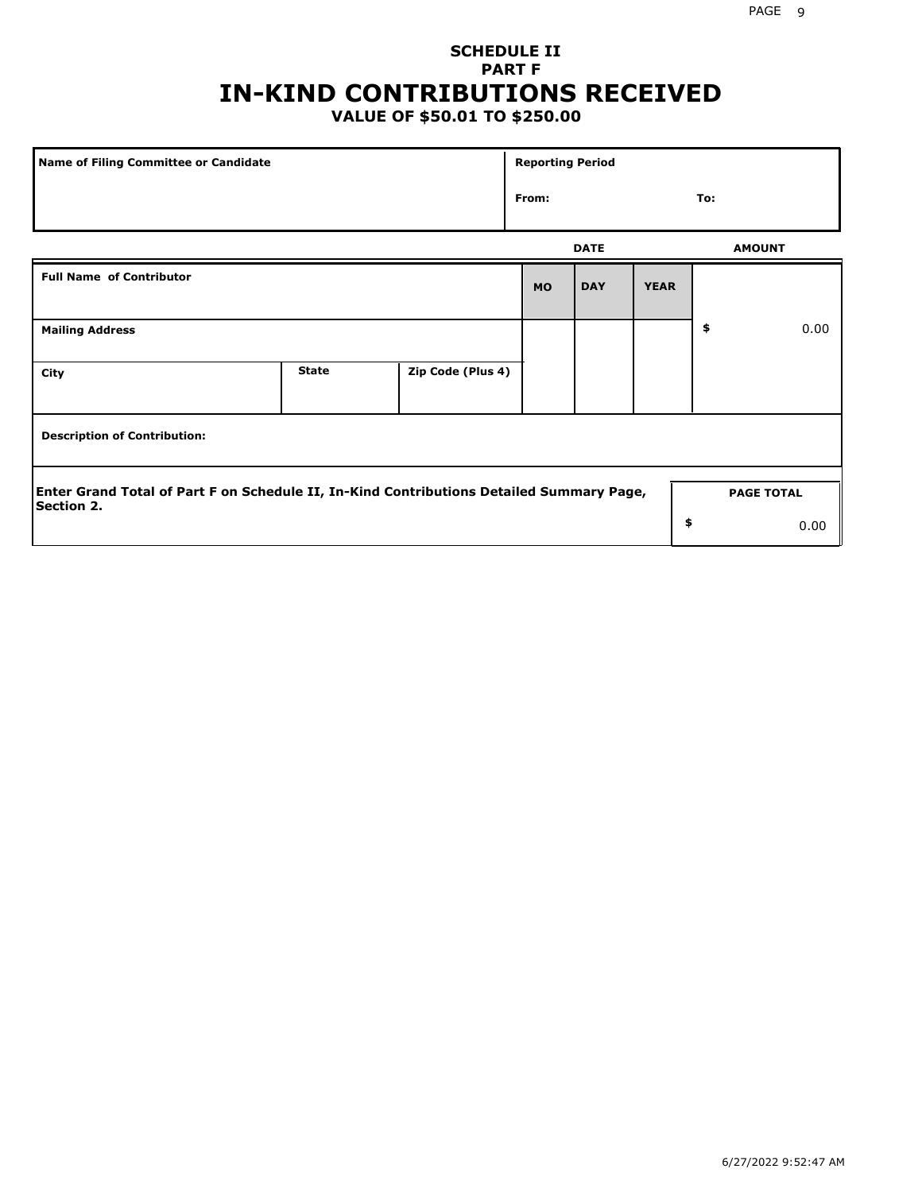# SCHEDULE II
## PART F
# IN-KIND CONTRIBUTIONS RECEIVED
### VALUE OF $50.01 TO $250.00

| Name of Filing Committee or Candidate | Reporting Period |
|---|---|
| | From: To: |

| Full Name of Contributor | | | DATE MO | DAY | YEAR | AMOUNT |
|---|---|---|---|---|---|---|
| Mailing Address | | | | | | $ 0.00 |
| City | State | Zip Code (Plus 4) | | | | |
| Description of Contribution: | | | | | | |

| Enter Grand Total of Part F on Schedule II, In-Kind Contributions Detailed Summary Page, Section 2. | PAGE TOTAL |
|---|---|
| | $ 0.00 |

6/27/2022 9:52:47 AM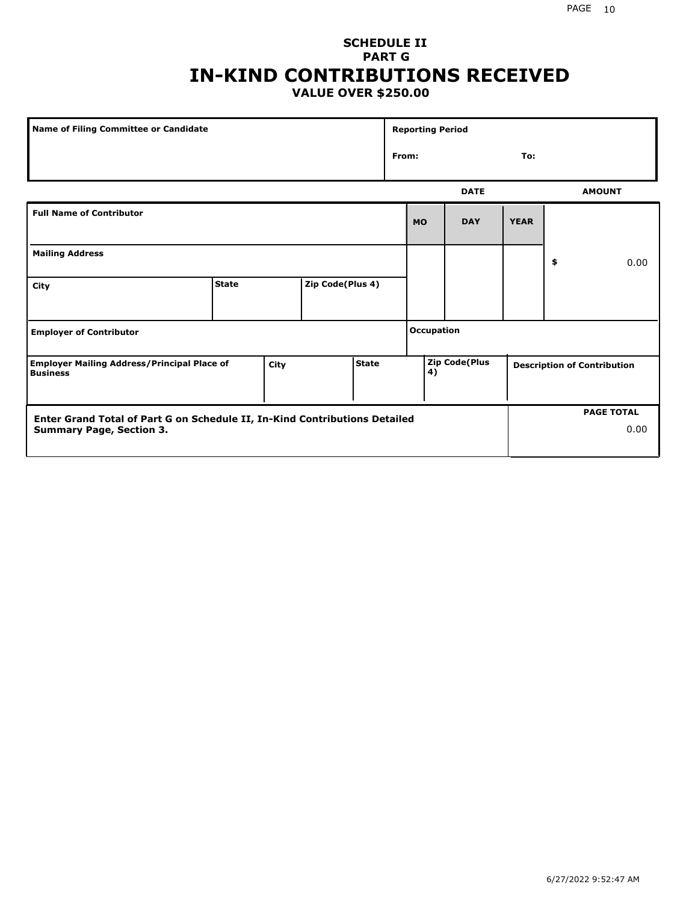## SCHEDULE II
## PART G
# IN-KIND CONTRIBUTIONS RECEIVED
### VALUE OVER $250.00

| Name of Filing Committee or Candidate | Reporting Period |
|---|---|
| | From: To: |

| Full Name of Contributor | | | DATE MO | DAY | YEAR | AMOUNT |
|---|---|---|---|---|---|---|
| Mailing Address | | | | | | $ 0.00 |
| City | State | Zip Code(Plus 4) | | | | |
| Employer of Contributor | | | Occupation | | | |
| Employer Mailing Address/Principal Place of Business | City | State | Zip Code(Plus 4) | | Description of Contribution | |

| Enter Grand Total of Part G on Schedule II, In-Kind Contributions Detailed Summary Page, Section 3. | PAGE TOTAL |
|---|---|
| | 0.00 |

6/27/2022 9:52:47 AM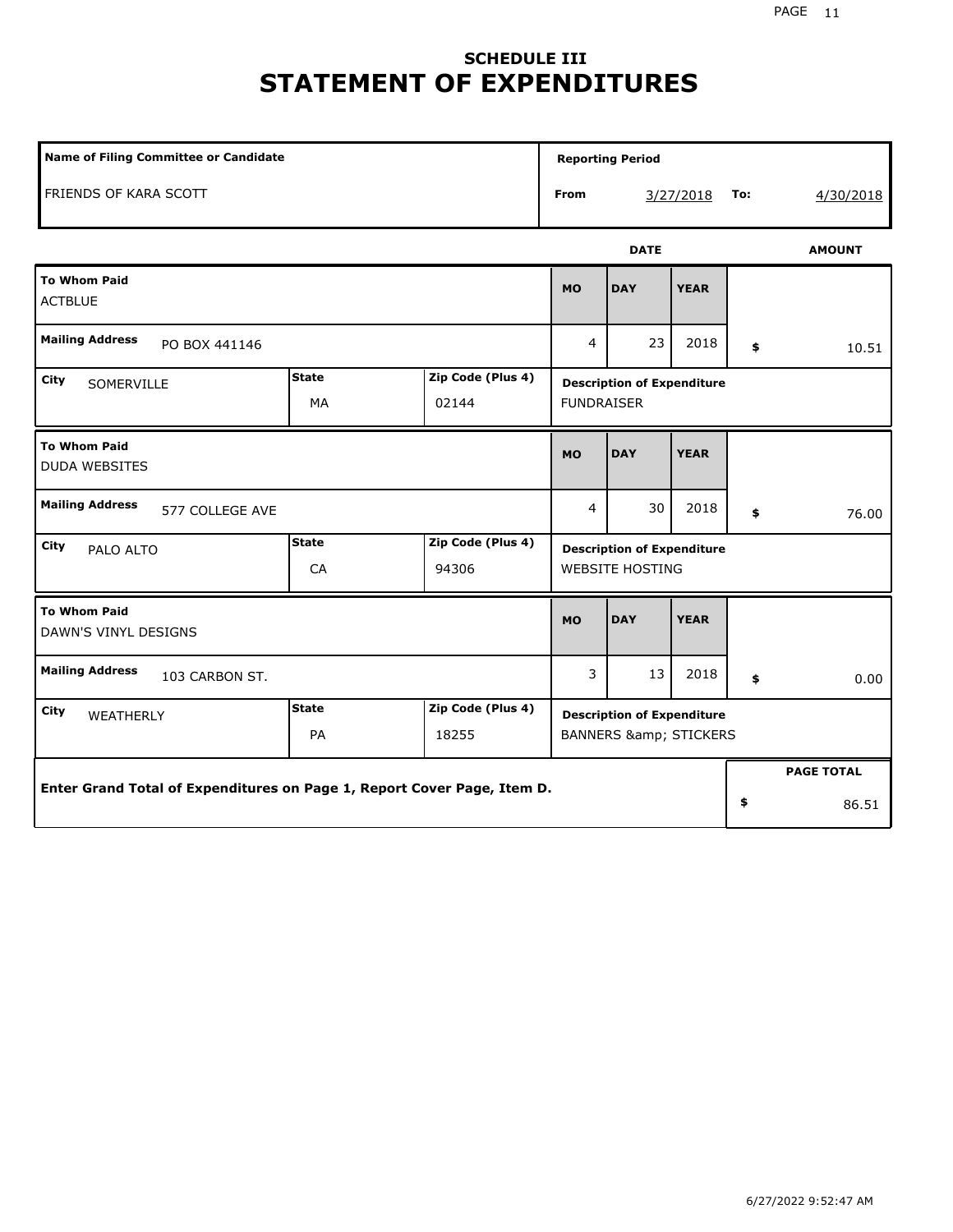## SCHEDULE III
# STATEMENT OF EXPENDITURES

| Name of Filing Committee or Candidate | Reporting Period | |
|---|---|---|
| FRIENDS OF KARA SCOTT | From 3/27/2018 | To: 4/30/2018 |

| To Whom Paid | Mailing Address | City | State | Zip Code (Plus 4) | MO | DAY | YEAR | AMOUNT | Description of Expenditure |
|---|---|---|---|---|---|---|---|---|---|
| ACTBLUE | PO BOX 441146 | SOMERVILLE | MA | 02144 | 4 | 23 | 2018 | $ 10.51 | FUNDRAISER |
| DUDA WEBSITES | 577 COLLEGE AVE | PALO ALTO | CA | 94306 | 4 | 30 | 2018 | $ 76.00 | WEBSITE HOSTING |
| DAWN'S VINYL DESIGNS | 103 CARBON ST. | WEATHERLY | PA | 18255 | 3 | 13 | 2018 | $ 0.00 | BANNERS &amp; STICKERS |

Enter Grand Total of Expenditures on Page 1, Report Cover Page, Item D.

**PAGE TOTAL** $ 86.51

6/27/2022 9:52:47 AM